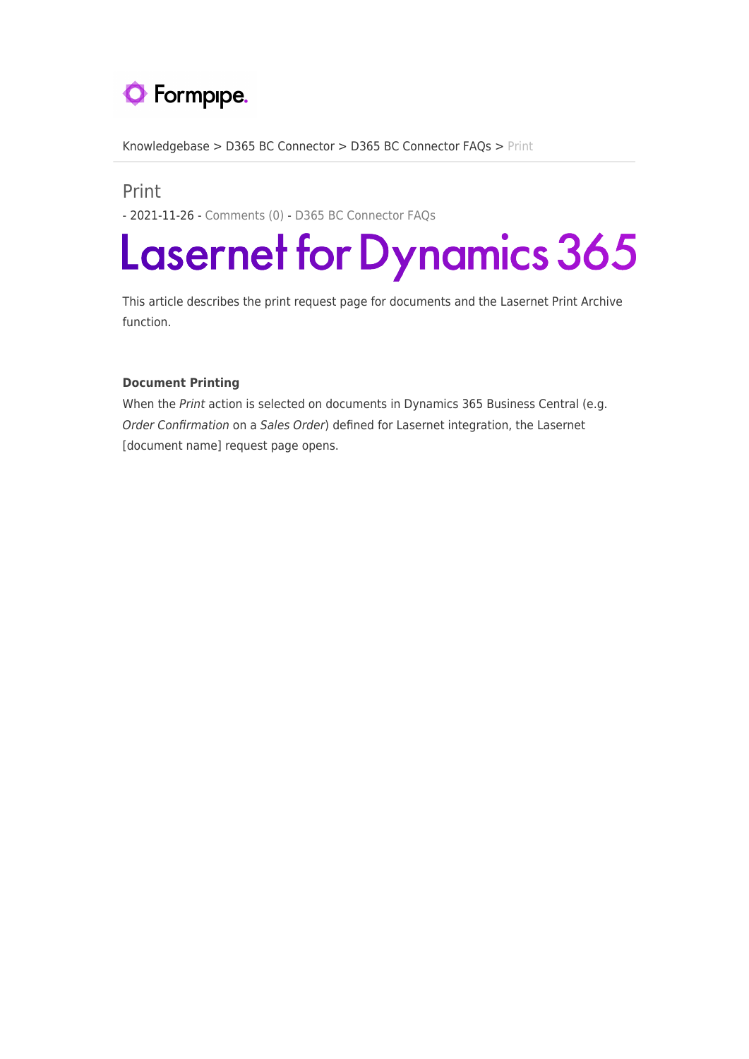Knowledgebase > D365 BC Connector > D365 BC Connector FAQs > Print

# Print

- 2021-11-26 - Comments (0) - D365 BC Connector FAQs

# Lasernet for Dynamics 365

This article describes the print request page for documents and the Lasernet Print Archive function.

**Document Printing**

When the *Print* action is selected on documents in Dynamics 365 Business Central (e.g. *Order Confirmation* on a *Sales Order*) defined for Lasernet integration, the Lasernet [document name] request page opens.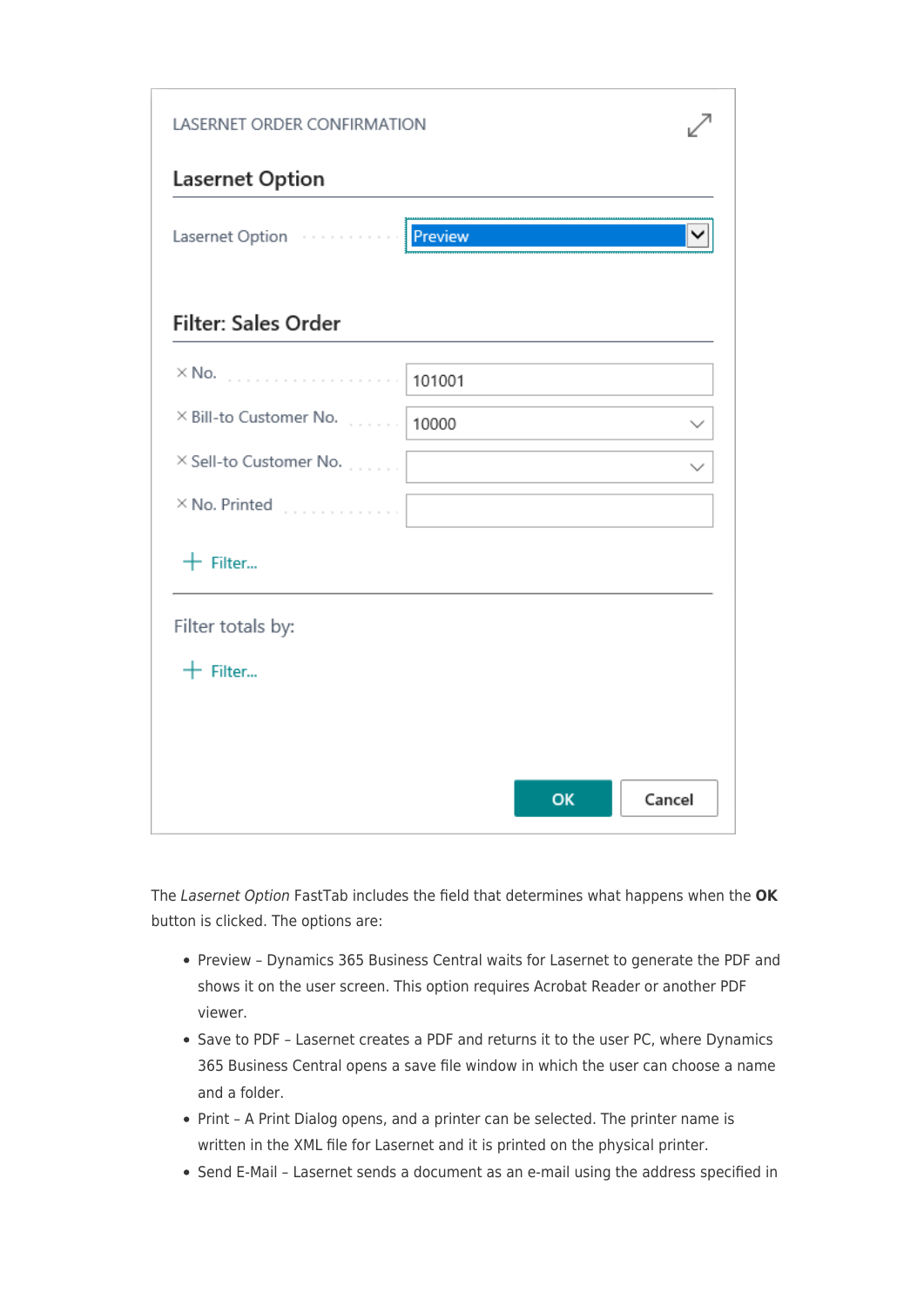LASERNET ORDER CONFIRMATION

## Lasernet Option

Lasernet Option: Preview

## Filter: Sales Order

| Field | Value |
| --- | --- |
| × No. | 101001 |
| × Bill-to Customer No. | 10000 |
| × Sell-to Customer No. | |
| × No. Printed | |

+ Filter...

Filter totals by:

+ Filter...

OK | Cancel

The *Lasernet Option* FastTab includes the field that determines what happens when the **OK** button is clicked. The options are:

- Preview – Dynamics 365 Business Central waits for Lasernet to generate the PDF and shows it on the user screen. This option requires Acrobat Reader or another PDF viewer.
- Save to PDF – Lasernet creates a PDF and returns it to the user PC, where Dynamics 365 Business Central opens a save file window in which the user can choose a name and a folder.
- Print – A Print Dialog opens, and a printer can be selected. The printer name is written in the XML file for Lasernet and it is printed on the physical printer.
- Send E-Mail – Lasernet sends a document as an e-mail using the address specified in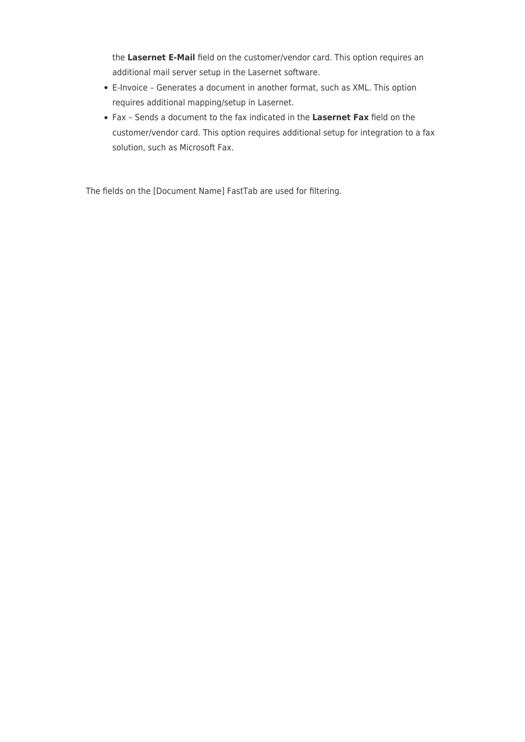the **Lasernet E-Mail** field on the customer/vendor card. This option requires an additional mail server setup in the Lasernet software.

- E-Invoice – Generates a document in another format, such as XML. This option requires additional mapping/setup in Lasernet.
- Fax – Sends a document to the fax indicated in the **Lasernet Fax** field on the customer/vendor card. This option requires additional setup for integration to a fax solution, such as Microsoft Fax.

The fields on the [Document Name] FastTab are used for filtering.